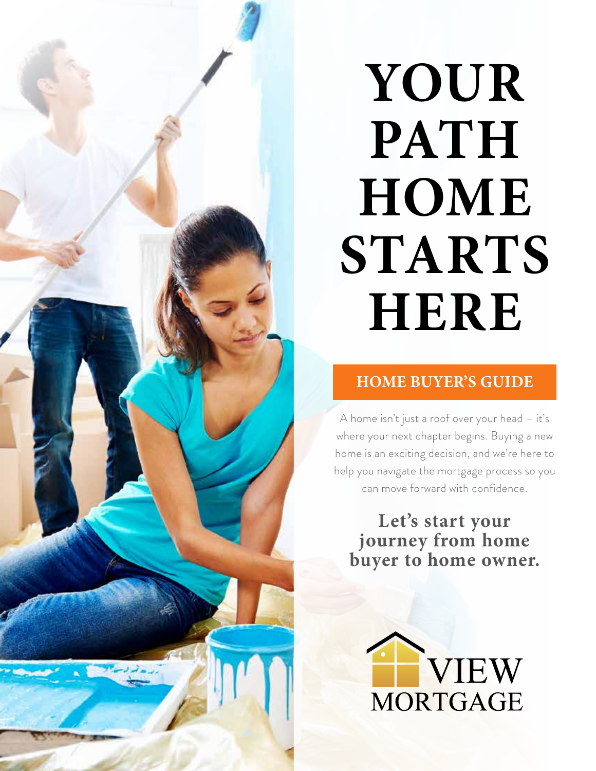# YOUR PATH HOME STARTS HERE

## HOME BUYER'S GUIDE

A home isn't just a roof over your head – it's where your next chapter begins. Buying a new home is an exciting decision, and we're here to help you navigate the mortgage process so you can move forward with confidence.

**Let's start your journey from home buyer to home owner.**

VIEW MORTGAGE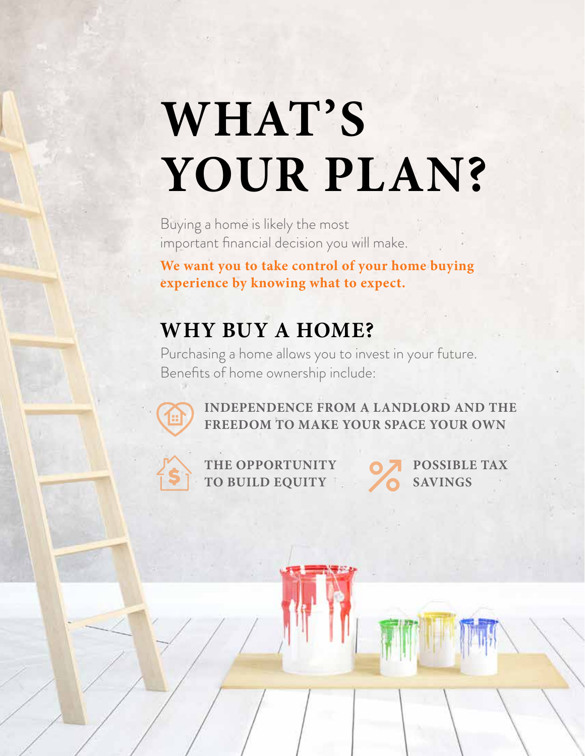# WHAT'S YOUR PLAN?

Buying a home is likely the most important financial decision you will make.

**We want you to take control of your home buying experience by knowing what to expect.**

## WHY BUY A HOME?

Purchasing a home allows you to invest in your future. Benefits of home ownership include:

- **INDEPENDENCE FROM A LANDLORD AND THE FREEDOM TO MAKE YOUR SPACE YOUR OWN**
- **THE OPPORTUNITY TO BUILD EQUITY**
- **POSSIBLE TAX SAVINGS**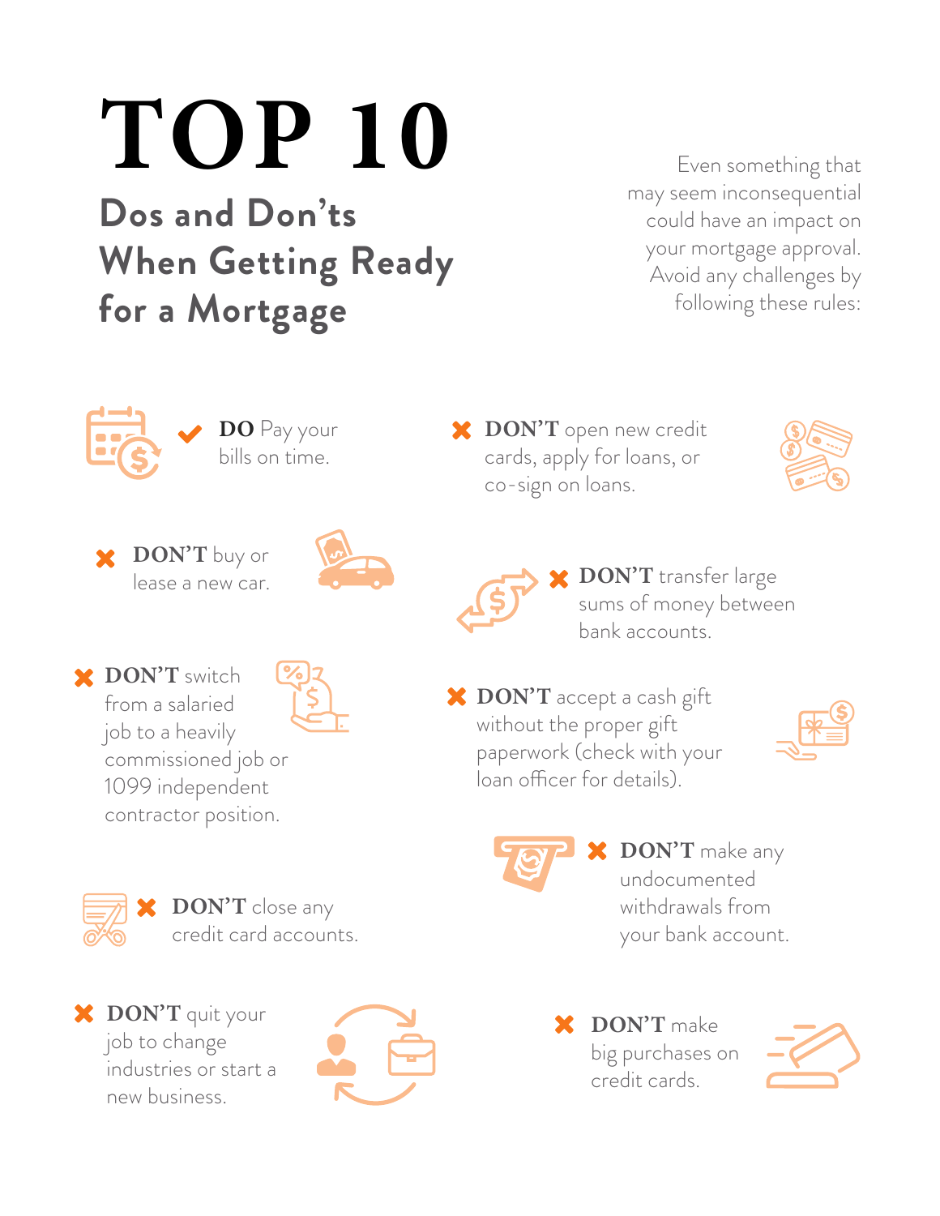# TOP 10

## Dos and Don'ts When Getting Ready for a Mortgage

Even something that may seem inconsequential could have an impact on your mortgage approval. Avoid any challenges by following these rules:

- ✔ **DO** Pay your bills on time.
- ✖ **DON'T** open new credit cards, apply for loans, or co-sign on loans.
- ✖ **DON'T** buy or lease a new car.
- ✖ **DON'T** transfer large sums of money between bank accounts.
- ✖ **DON'T** switch from a salaried job to a heavily commissioned job or 1099 independent contractor position.
- ✖ **DON'T** accept a cash gift without the proper gift paperwork (check with your loan officer for details).
- ✖ **DON'T** make any undocumented withdrawals from your bank account.
- ✖ **DON'T** close any credit card accounts.
- ✖ **DON'T** quit your job to change industries or start a new business.
- ✖ **DON'T** make big purchases on credit cards.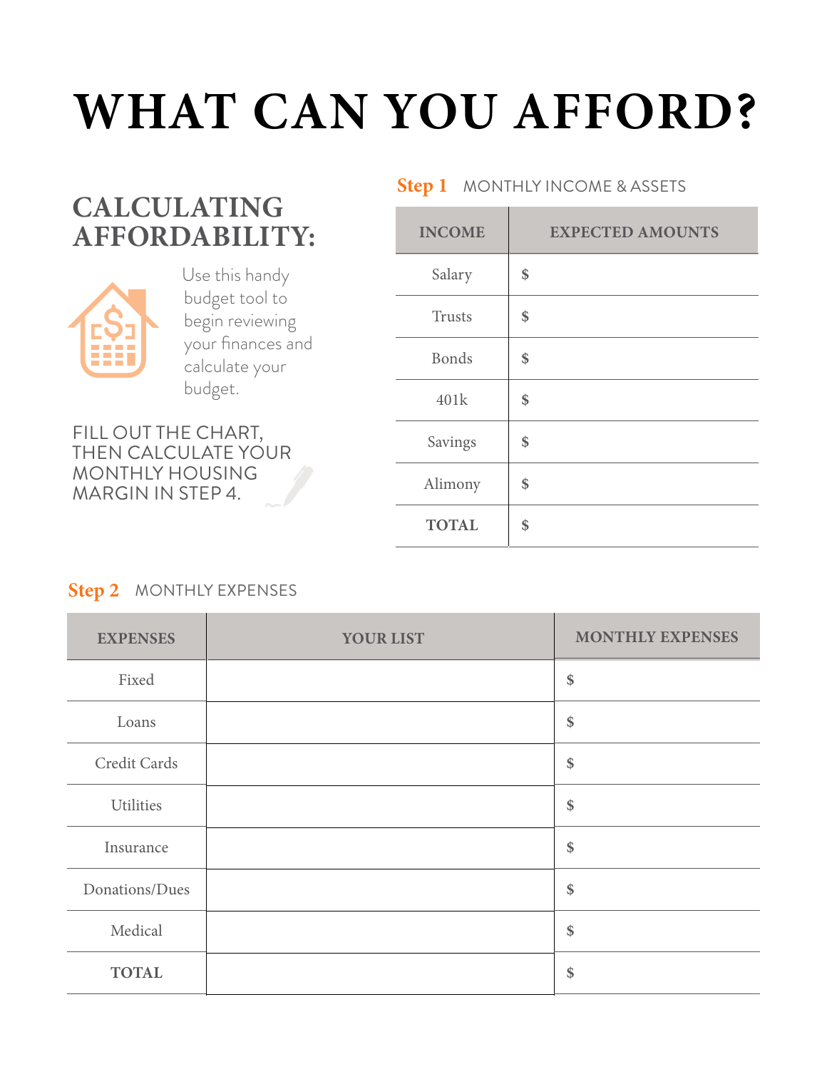# WHAT CAN YOU AFFORD?

## CALCULATING AFFORDABILITY:

Use this handy budget tool to begin reviewing your finances and calculate your budget.

FILL OUT THE CHART, THEN CALCULATE YOUR MONTHLY HOUSING MARGIN IN STEP 4.

**Step 1** MONTHLY INCOME & ASSETS

| INCOME | EXPECTED AMOUNTS |
|---|---|
| Salary | $ |
| Trusts | $ |
| Bonds | $ |
| 401k | $ |
| Savings | $ |
| Alimony | $ |
| **TOTAL** | $ |

**Step 2** MONTHLY EXPENSES

| EXPENSES | YOUR LIST | MONTHLY EXPENSES |
|---|---|---|
| Fixed | | $ |
| Loans | | $ |
| Credit Cards | | $ |
| Utilities | | $ |
| Insurance | | $ |
| Donations/Dues | | $ |
| Medical | | $ |
| **TOTAL** | | $ |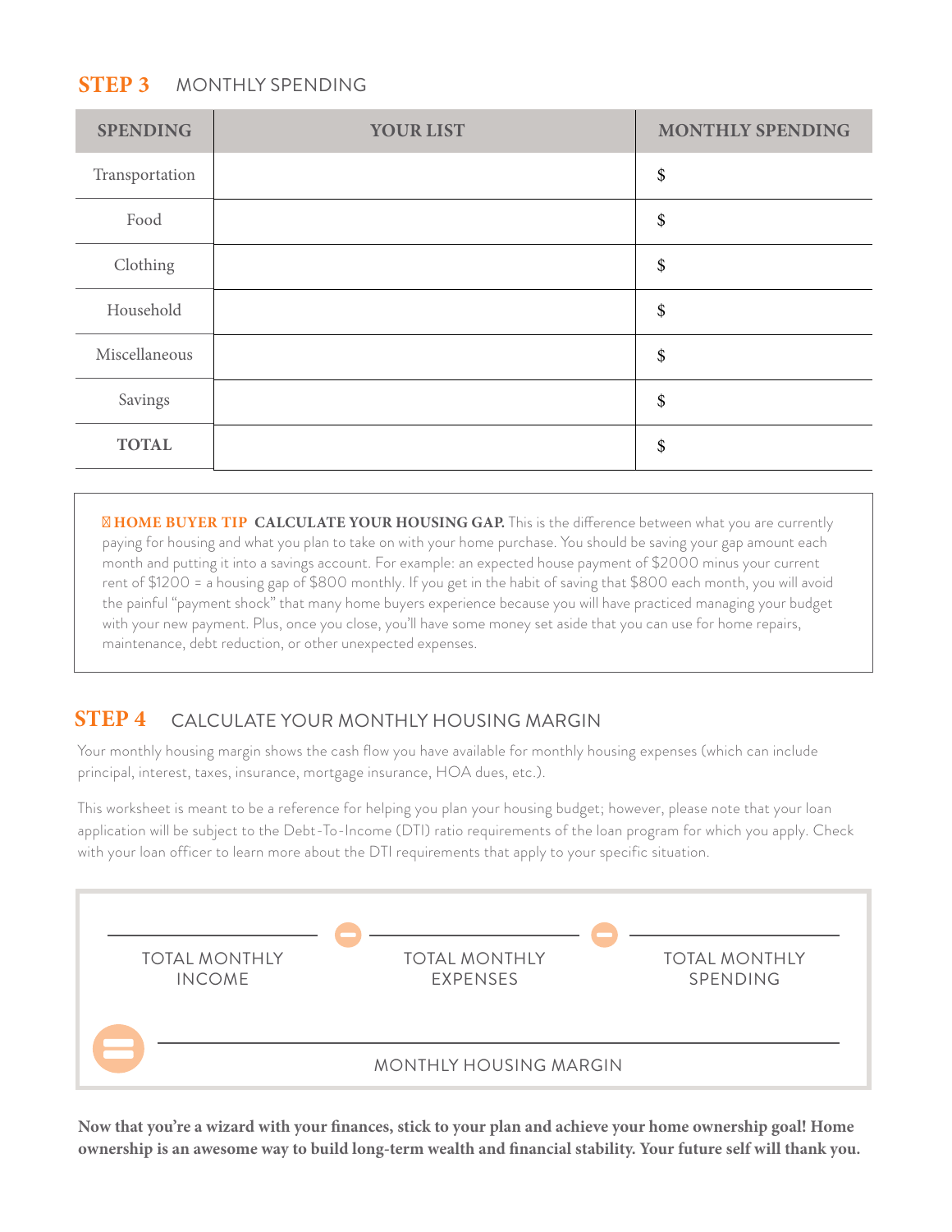## STEP 3 MONTHLY SPENDING

| SPENDING | YOUR LIST | MONTHLY SPENDING |
|---|---|---|
| Transportation | | $ |
| Food | | $ |
| Clothing | | $ |
| Household | | $ |
| Miscellaneous | | $ |
| Savings | | $ |
| **TOTAL** | | $ |

**HOME BUYER TIP** **CALCULATE YOUR HOUSING GAP.** This is the difference between what you are currently paying for housing and what you plan to take on with your home purchase. You should be saving your gap amount each month and putting it into a savings account. For example: an expected house payment of $2000 minus your current rent of $1200 = a housing gap of $800 monthly. If you get in the habit of saving that $800 each month, you will avoid the painful "payment shock" that many home buyers experience because you will have practiced managing your budget with your new payment. Plus, once you close, you'll have some money set aside that you can use for home repairs, maintenance, debt reduction, or other unexpected expenses.

## STEP 4 CALCULATE YOUR MONTHLY HOUSING MARGIN

Your monthly housing margin shows the cash flow you have available for monthly housing expenses (which can include principal, interest, taxes, insurance, mortgage insurance, HOA dues, etc.).

This worksheet is meant to be a reference for helping you plan your housing budget; however, please note that your loan application will be subject to the Debt-To-Income (DTI) ratio requirements of the loan program for which you apply. Check with your loan officer to learn more about the DTI requirements that apply to your specific situation.

_______________ − _______________ − _______________
TOTAL MONTHLY INCOME − TOTAL MONTHLY EXPENSES − TOTAL MONTHLY SPENDING

= _______________
MONTHLY HOUSING MARGIN

**Now that you're a wizard with your finances, stick to your plan and achieve your home ownership goal! Home ownership is an awesome way to build long-term wealth and financial stability. Your future self will thank you.**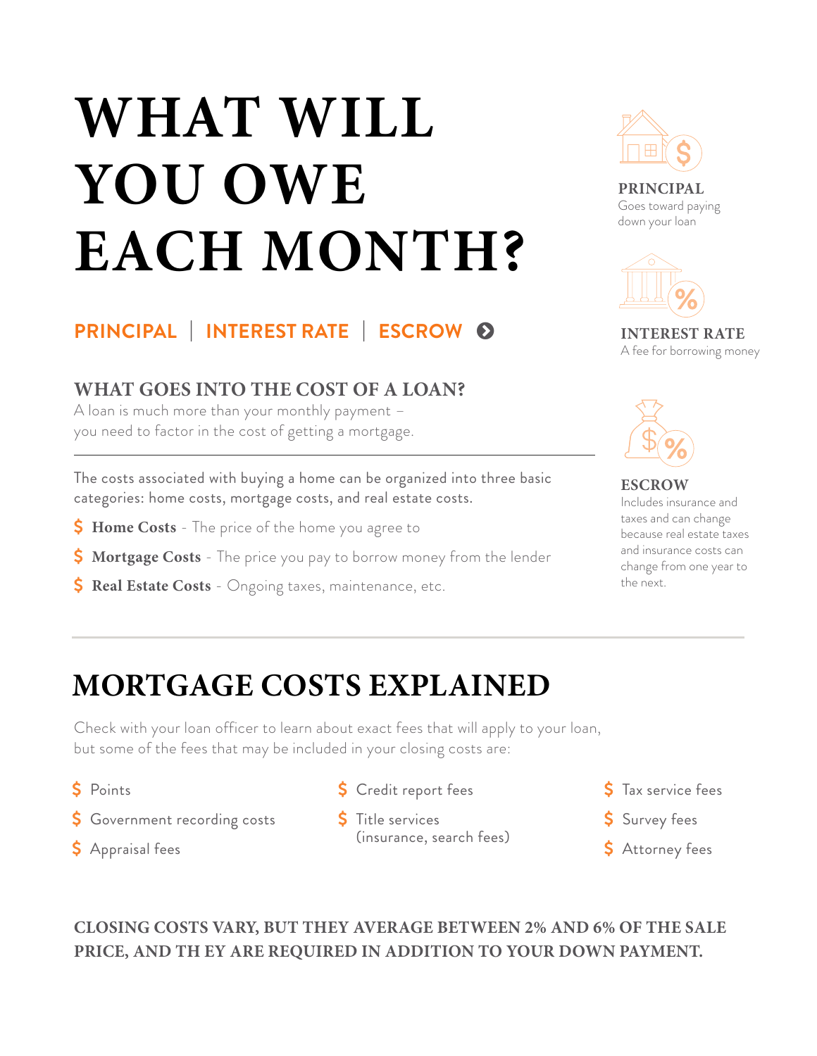# WHAT WILL YOU OWE EACH MONTH?

**PRINCIPAL | INTEREST RATE | ESCROW**

### WHAT GOES INTO THE COST OF A LOAN?

A loan is much more than your monthly payment – you need to factor in the cost of getting a mortgage.

The costs associated with buying a home can be organized into three basic categories: home costs, mortgage costs, and real estate costs.

- $ **Home Costs** - The price of the home you agree to
- $ **Mortgage Costs** - The price you pay to borrow money from the lender
- $ **Real Estate Costs** - Ongoing taxes, maintenance, etc.

**PRINCIPAL**
Goes toward paying down your loan

**INTEREST RATE**
A fee for borrowing money

**ESCROW**
Includes insurance and taxes and can change because real estate taxes and insurance costs can change from one year to the next.

## MORTGAGE COSTS EXPLAINED

Check with your loan officer to learn about exact fees that will apply to your loan, but some of the fees that may be included in your closing costs are:

- $ Points
- $ Government recording costs
- $ Appraisal fees
- $ Credit report fees
- $ Title services (insurance, search fees)
- $ Tax service fees
- $ Survey fees
- $ Attorney fees

**CLOSING COSTS VARY, BUT THEY AVERAGE BETWEEN 2% AND 6% OF THE SALE PRICE, AND TH EY ARE REQUIRED IN ADDITION TO YOUR DOWN PAYMENT.**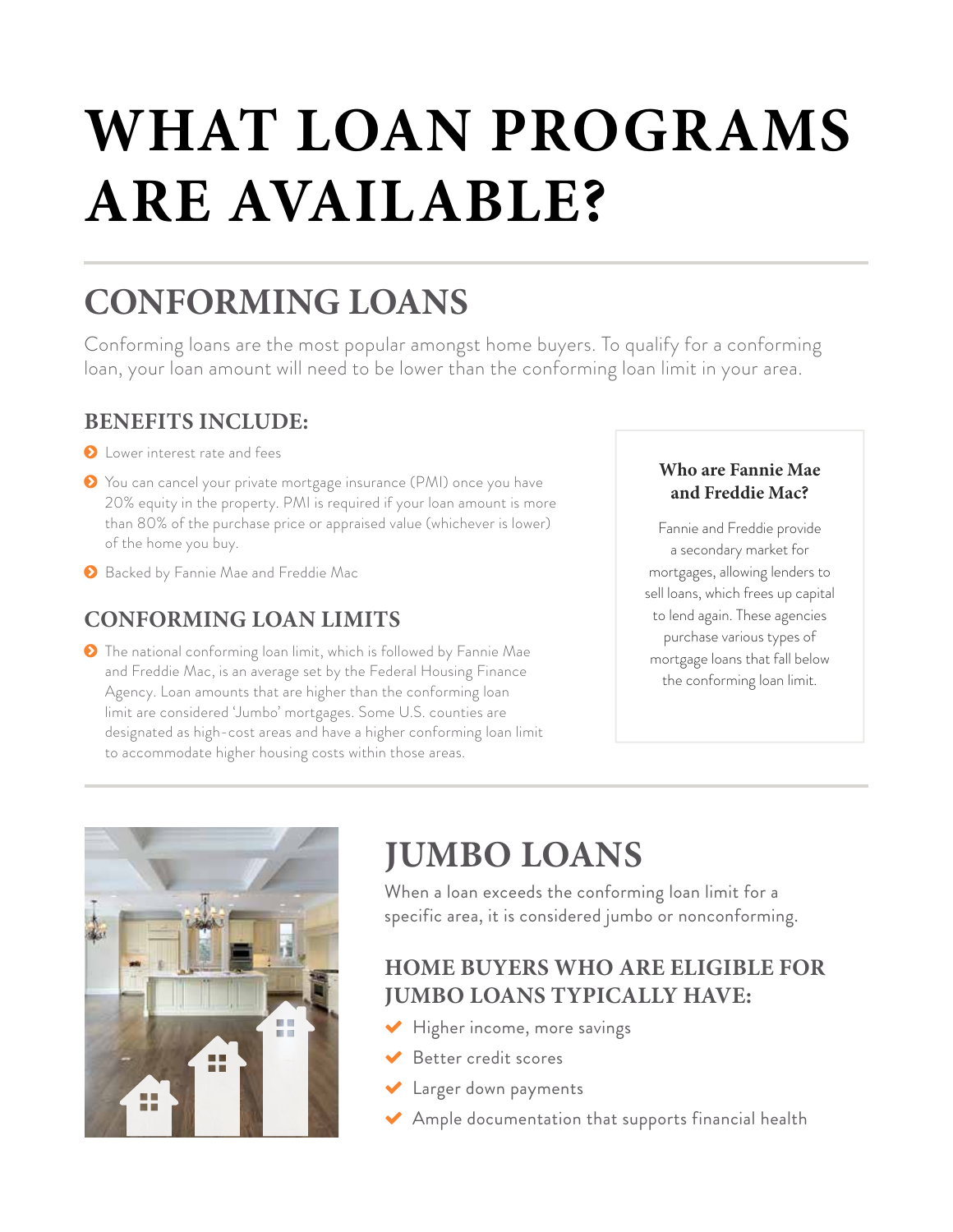# WHAT LOAN PROGRAMS ARE AVAILABLE?

## CONFORMING LOANS

Conforming loans are the most popular amongst home buyers. To qualify for a conforming loan, your loan amount will need to be lower than the conforming loan limit in your area.

### BENEFITS INCLUDE:

- Lower interest rate and fees
- You can cancel your private mortgage insurance (PMI) once you have 20% equity in the property. PMI is required if your loan amount is more than 80% of the purchase price or appraised value (whichever is lower) of the home you buy.
- Backed by Fannie Mae and Freddie Mac

### CONFORMING LOAN LIMITS

- The national conforming loan limit, which is followed by Fannie Mae and Freddie Mac, is an average set by the Federal Housing Finance Agency. Loan amounts that are higher than the conforming loan limit are considered 'Jumbo' mortgages. Some U.S. counties are designated as high-cost areas and have a higher conforming loan limit to accommodate higher housing costs within those areas.

**Who are Fannie Mae and Freddie Mac?**

Fannie and Freddie provide a secondary market for mortgages, allowing lenders to sell loans, which frees up capital to lend again. These agencies purchase various types of mortgage loans that fall below the conforming loan limit.

## JUMBO LOANS

When a loan exceeds the conforming loan limit for a specific area, it is considered jumbo or nonconforming.

### HOME BUYERS WHO ARE ELIGIBLE FOR JUMBO LOANS TYPICALLY HAVE:

- Higher income, more savings
- Better credit scores
- Larger down payments
- Ample documentation that supports financial health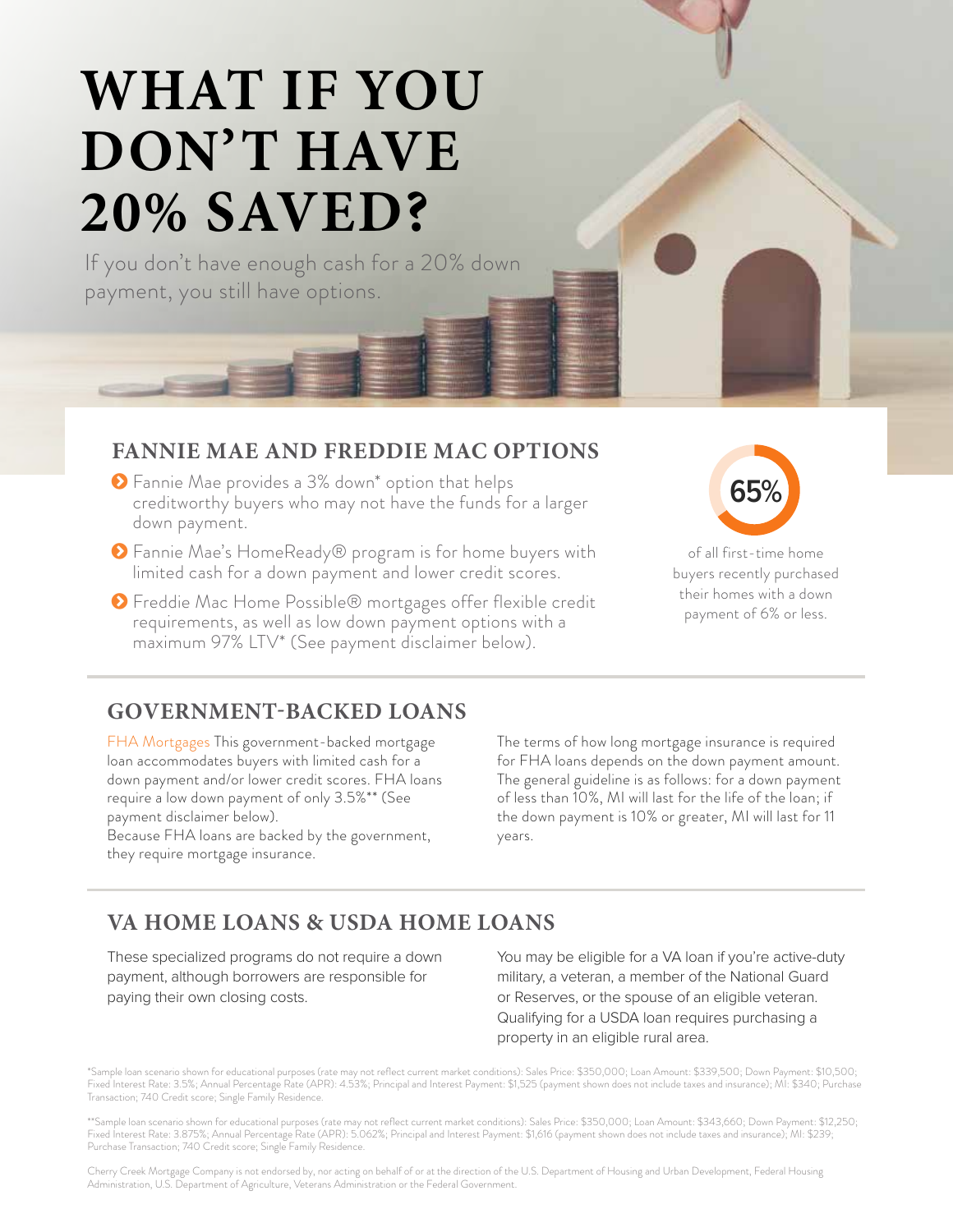# WHAT IF YOU DON'T HAVE 20% SAVED?

If you don't have enough cash for a 20% down payment, you still have options.

## FANNIE MAE AND FREDDIE MAC OPTIONS

- Fannie Mae provides a 3% down* option that helps creditworthy buyers who may not have the funds for a larger down payment.
- Fannie Mae's HomeReady® program is for home buyers with limited cash for a down payment and lower credit scores.
- Freddie Mac Home Possible® mortgages offer flexible credit requirements, as well as low down payment options with a maximum 97% LTV* (See payment disclaimer below).

**65%** of all first-time home buyers recently purchased their homes with a down payment of 6% or less.

## GOVERNMENT-BACKED LOANS

FHA Mortgages This government-backed mortgage loan accommodates buyers with limited cash for a down payment and/or lower credit scores. FHA loans require a low down payment of only 3.5%** (See payment disclaimer below).
Because FHA loans are backed by the government, they require mortgage insurance.

The terms of how long mortgage insurance is required for FHA loans depends on the down payment amount. The general guideline is as follows: for a down payment of less than 10%, MI will last for the life of the loan; if the down payment is 10% or greater, MI will last for 11 years.

## VA HOME LOANS & USDA HOME LOANS

These specialized programs do not require a down payment, although borrowers are responsible for paying their own closing costs.

You may be eligible for a VA loan if you're active-duty military, a veteran, a member of the National Guard or Reserves, or the spouse of an eligible veteran. Qualifying for a USDA loan requires purchasing a property in an eligible rural area.

*Sample loan scenario shown for educational purposes (rate may not reflect current market conditions): Sales Price: $350,000; Loan Amount: $339,500; Down Payment: $10,500; Fixed Interest Rate: 3.5%; Annual Percentage Rate (APR): 4.53%; Principal and Interest Payment: $1,525 (payment shown does not include taxes and insurance); MI: $340; Purchase Transaction; 740 Credit score; Single Family Residence.

**Sample loan scenario shown for educational purposes (rate may not reflect current market conditions): Sales Price: $350,000; Loan Amount: $343,660; Down Payment: $12,250; Fixed Interest Rate: 3.875%; Annual Percentage Rate (APR): 5.062%; Principal and Interest Payment: $1,616 (payment shown does not include taxes and insurance); MI: $239; Purchase Transaction; 740 Credit score; Single Family Residence.

Cherry Creek Mortgage Company is not endorsed by, nor acting on behalf of or at the direction of the U.S. Department of Housing and Urban Development, Federal Housing Administration, U.S. Department of Agriculture, Veterans Administration or the Federal Government.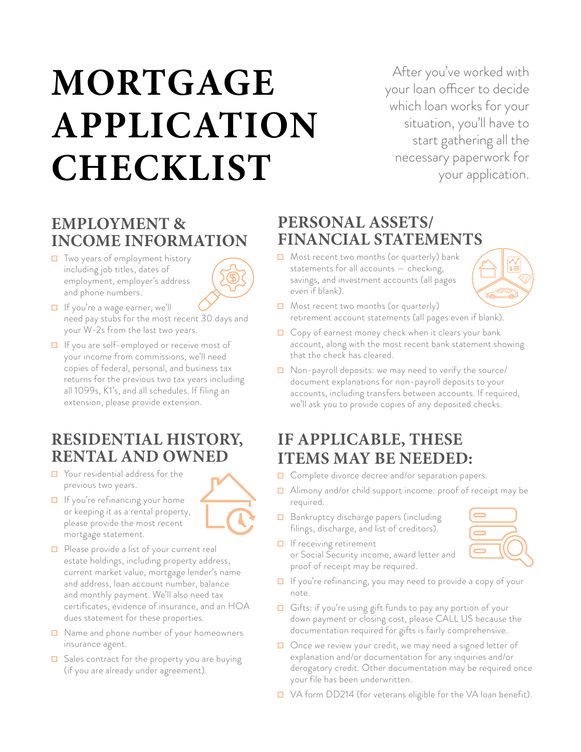# MORTGAGE APPLICATION CHECKLIST

After you've worked with your loan officer to decide which loan works for your situation, you'll have to start gathering all the necessary paperwork for your application.

## EMPLOYMENT & INCOME INFORMATION

- ☐ Two years of employment history including job titles, dates of employment, employer's address and phone numbers.
- ☐ If you're a wage earner, we'll need pay stubs for the most recent 30 days and your W-2s from the last two years.
- ☐ If you are self-employed or receive most of your income from commissions, we'll need copies of federal, personal, and business tax returns for the previous two tax years including all 1099s, K1's, and all schedules. If filing an extension, please provide extension.

## RESIDENTIAL HISTORY, RENTAL AND OWNED

- ☐ Your residential address for the previous two years.
- ☐ If you're refinancing your home or keeping it as a rental property, please provide the most recent mortgage statement.
- ☐ Please provide a list of your current real estate holdings, including property address, current market value, mortgage lender's name and address, loan account number, balance and monthly payment. We'll also need tax certificates, evidence of insurance, and an HOA dues statement for these properties.
- ☐ Name and phone number of your homeowners insurance agent.
- ☐ Sales contract for the property you are buying (if you are already under agreement).

## PERSONAL ASSETS/ FINANCIAL STATEMENTS

- ☐ Most recent two months (or quarterly) bank statements for all accounts — checking, savings, and investment accounts (all pages even if blank).
- ☐ Most recent two months (or quarterly) retirement account statements (all pages even if blank).
- ☐ Copy of earnest money check when it clears your bank account, along with the most recent bank statement showing that the check has cleared.
- ☐ Non-payroll deposits: we may need to verify the source/ document explanations for non-payroll deposits to your accounts, including transfers between accounts. If required, we'll ask you to provide copies of any deposited checks.

## IF APPLICABLE, THESE ITEMS MAY BE NEEDED:

- ☐ Complete divorce decree and/or separation papers.
- ☐ Alimony and/or child support income: proof of receipt may be required.
- ☐ Bankruptcy discharge papers (including filings, discharge, and list of creditors).
- ☐ If receiving retirement or Social Security income, award letter and proof of receipt may be required.
- ☐ If you're refinancing, you may need to provide a copy of your note.
- ☐ Gifts: if you're using gift funds to pay any portion of your down payment or closing cost, please CALL US because the documentation required for gifts is fairly comprehensive.
- ☐ Once we review your credit, we may need a signed letter of explanation and/or documentation for any inquiries and/or derogatory credit. Other documentation may be required once your file has been underwritten.
- ☐ VA form DD214 (for veterans eligible for the VA loan benefit).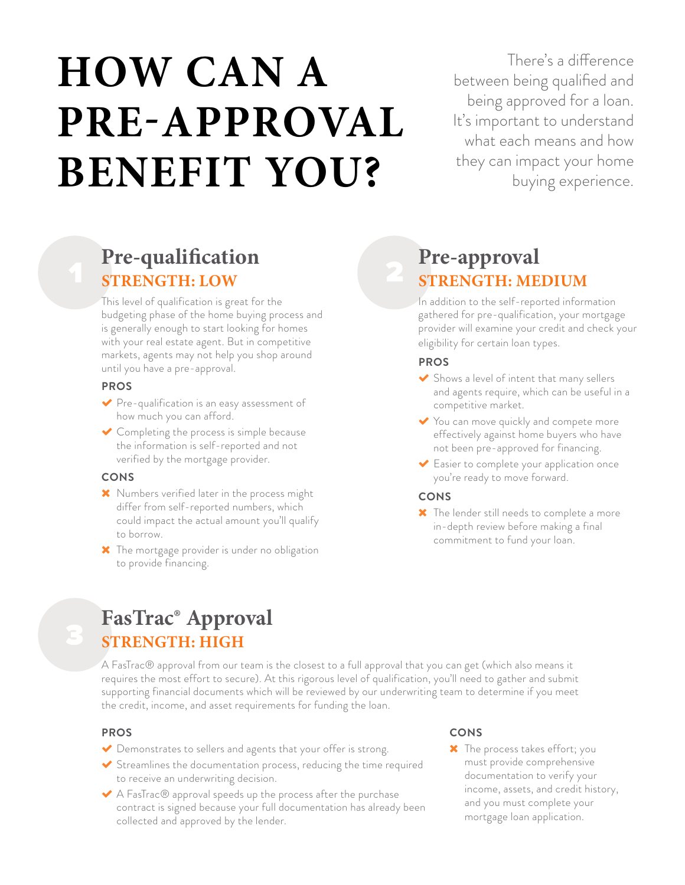# HOW CAN A PRE-APPROVAL BENEFIT YOU?

There's a difference between being qualified and being approved for a loan. It's important to understand what each means and how they can impact your home buying experience.

## 1 Pre-qualification

### STRENGTH: LOW

This level of qualification is great for the budgeting phase of the home buying process and is generally enough to start looking for homes with your real estate agent. But in competitive markets, agents may not help you shop around until you have a pre-approval.

**PROS**

- ✔ Pre-qualification is an easy assessment of how much you can afford.
- ✔ Completing the process is simple because the information is self-reported and not verified by the mortgage provider.

**CONS**

- ✖ Numbers verified later in the process might differ from self-reported numbers, which could impact the actual amount you'll qualify to borrow.
- ✖ The mortgage provider is under no obligation to provide financing.

## 2 Pre-approval

### STRENGTH: MEDIUM

In addition to the self-reported information gathered for pre-qualification, your mortgage provider will examine your credit and check your eligibility for certain loan types.

**PROS**

- ✔ Shows a level of intent that many sellers and agents require, which can be useful in a competitive market.
- ✔ You can move quickly and compete more effectively against home buyers who have not been pre-approved for financing.
- ✔ Easier to complete your application once you're ready to move forward.

**CONS**

- ✖ The lender still needs to complete a more in-depth review before making a final commitment to fund your loan.

## 3 FasTrac® Approval

### STRENGTH: HIGH

A FasTrac® approval from our team is the closest to a full approval that you can get (which also means it requires the most effort to secure). At this rigorous level of qualification, you'll need to gather and submit supporting financial documents which will be reviewed by our underwriting team to determine if you meet the credit, income, and asset requirements for funding the loan.

**PROS**

- ✔ Demonstrates to sellers and agents that your offer is strong.
- ✔ Streamlines the documentation process, reducing the time required to receive an underwriting decision.
- ✔ A FasTrac® approval speeds up the process after the purchase contract is signed because your full documentation has already been collected and approved by the lender.

**CONS**

- ✖ The process takes effort; you must provide comprehensive documentation to verify your income, assets, and credit history, and you must complete your mortgage loan application.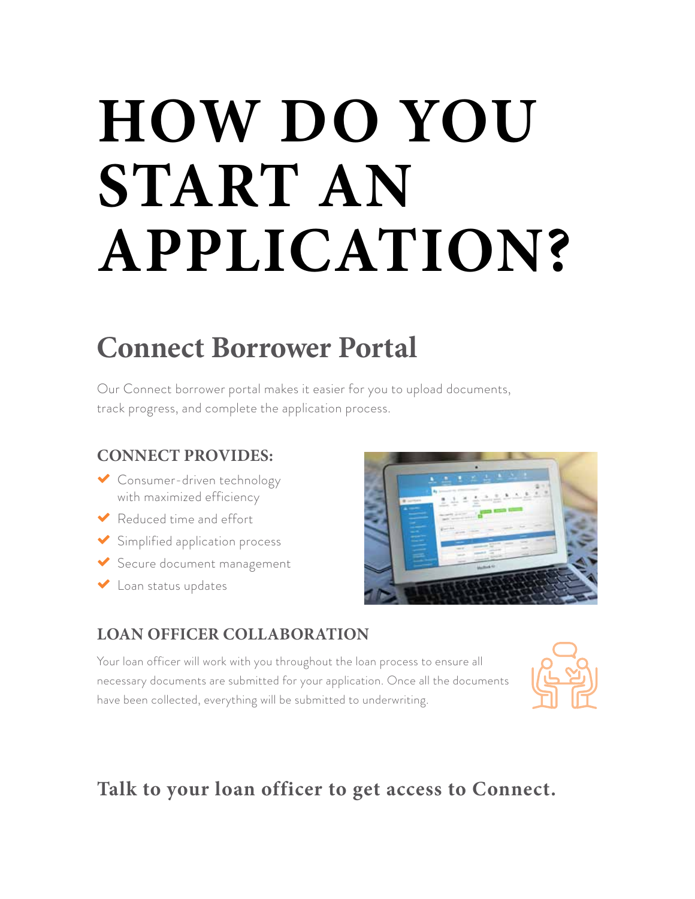# HOW DO YOU START AN APPLICATION?

## Connect Borrower Portal

Our Connect borrower portal makes it easier for you to upload documents, track progress, and complete the application process.

### CONNECT PROVIDES:

- Consumer-driven technology with maximized efficiency
- Reduced time and effort
- Simplified application process
- Secure document management
- Loan status updates

### LOAN OFFICER COLLABORATION

Your loan officer will work with you throughout the loan process to ensure all necessary documents are submitted for your application. Once all the documents have been collected, everything will be submitted to underwriting.

**Talk to your loan officer to get access to Connect.**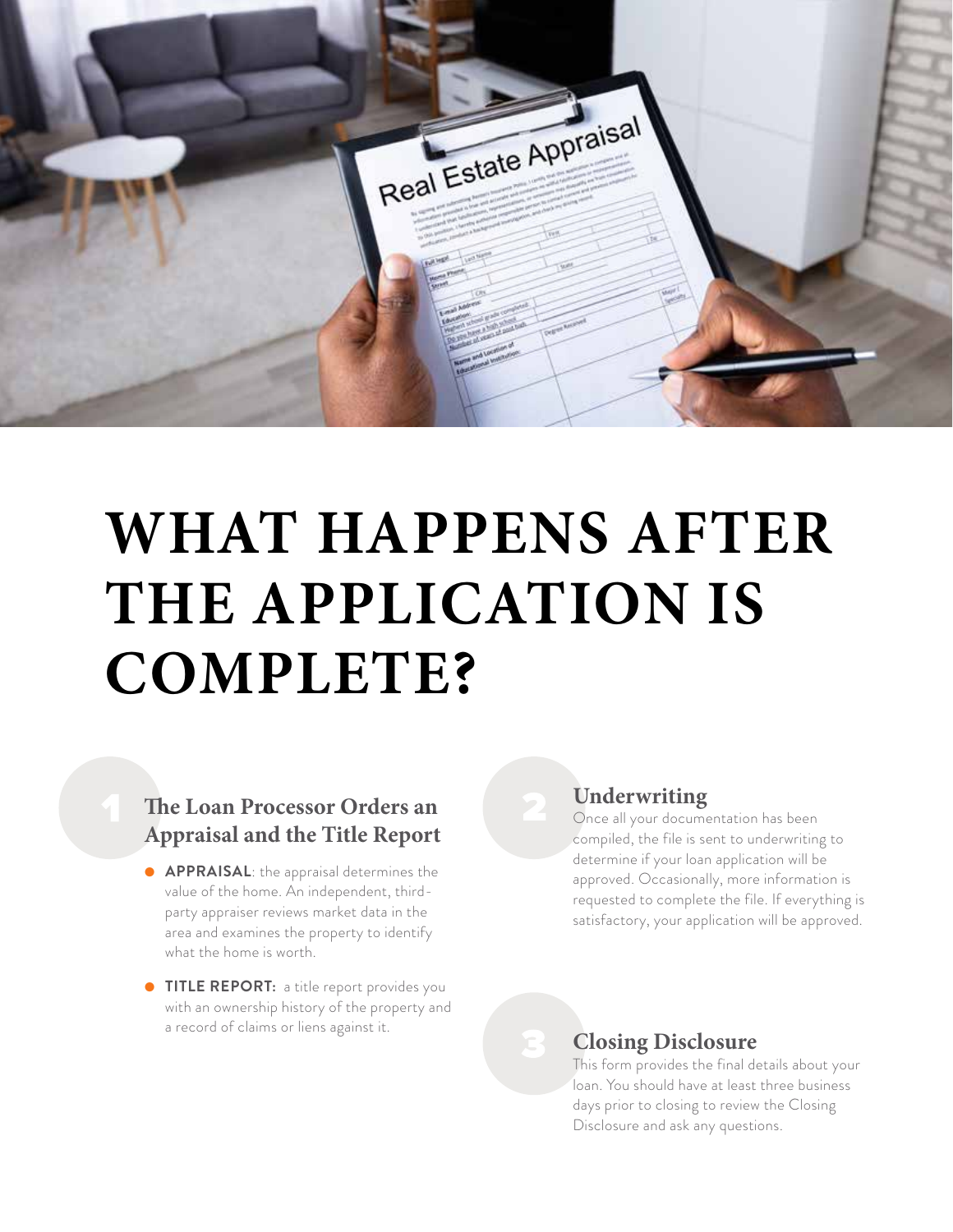# WHAT HAPPENS AFTER THE APPLICATION IS COMPLETE?

## 1 The Loan Processor Orders an Appraisal and the Title Report

- **APPRAISAL**: the appraisal determines the value of the home. An independent, third-party appraiser reviews market data in the area and examines the property to identify what the home is worth.
- **TITLE REPORT:** a title report provides you with an ownership history of the property and a record of claims or liens against it.

## 2 Underwriting

Once all your documentation has been compiled, the file is sent to underwriting to determine if your loan application will be approved. Occasionally, more information is requested to complete the file. If everything is satisfactory, your application will be approved.

## 3 Closing Disclosure

This form provides the final details about your loan. You should have at least three business days prior to closing to review the Closing Disclosure and ask any questions.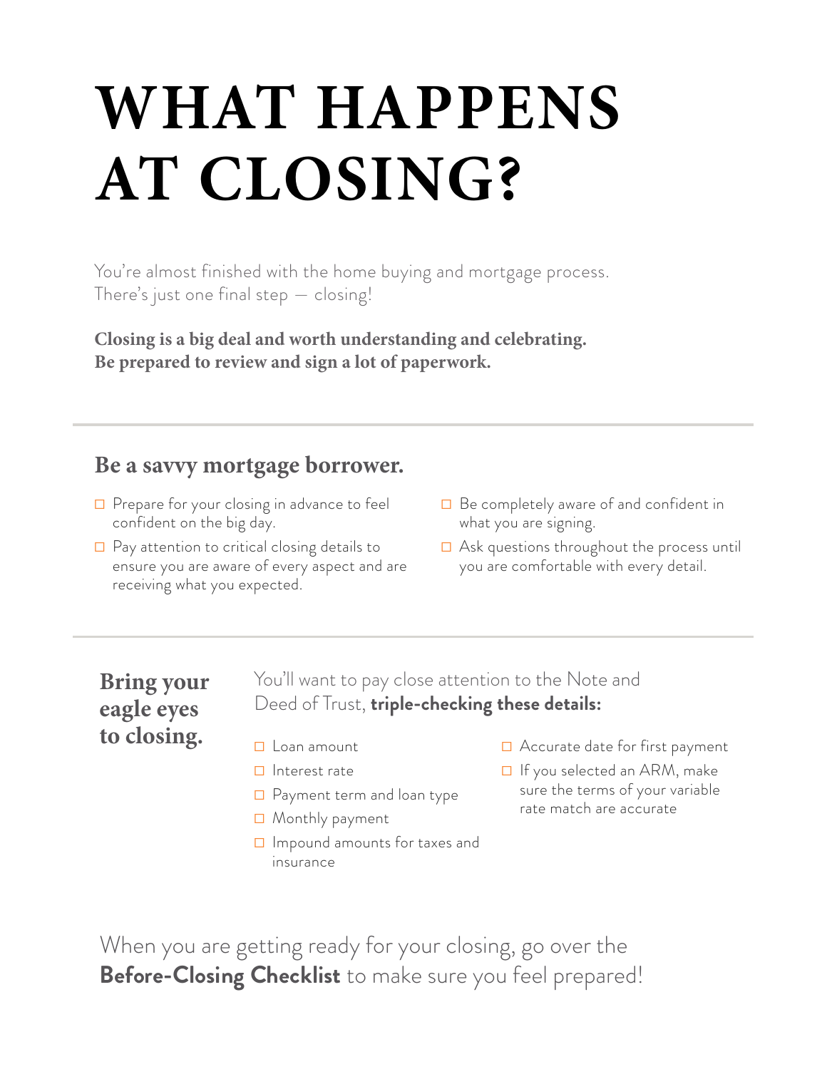# WHAT HAPPENS AT CLOSING?

You're almost finished with the home buying and mortgage process. There's just one final step — closing!

**Closing is a big deal and worth understanding and celebrating. Be prepared to review and sign a lot of paperwork.**

---

## Be a savvy mortgage borrower.

- ☐ Prepare for your closing in advance to feel confident on the big day.
- ☐ Pay attention to critical closing details to ensure you are aware of every aspect and are receiving what you expected.
- ☐ Be completely aware of and confident in what you are signing.
- ☐ Ask questions throughout the process until you are comfortable with every detail.

---

## Bring your eagle eyes to closing.

You'll want to pay close attention to the Note and Deed of Trust, **triple-checking these details:**

- ☐ Loan amount
- ☐ Interest rate
- ☐ Payment term and loan type
- ☐ Monthly payment
- ☐ Impound amounts for taxes and insurance
- ☐ Accurate date for first payment
- ☐ If you selected an ARM, make sure the terms of your variable rate match are accurate

When you are getting ready for your closing, go over the **Before-Closing Checklist** to make sure you feel prepared!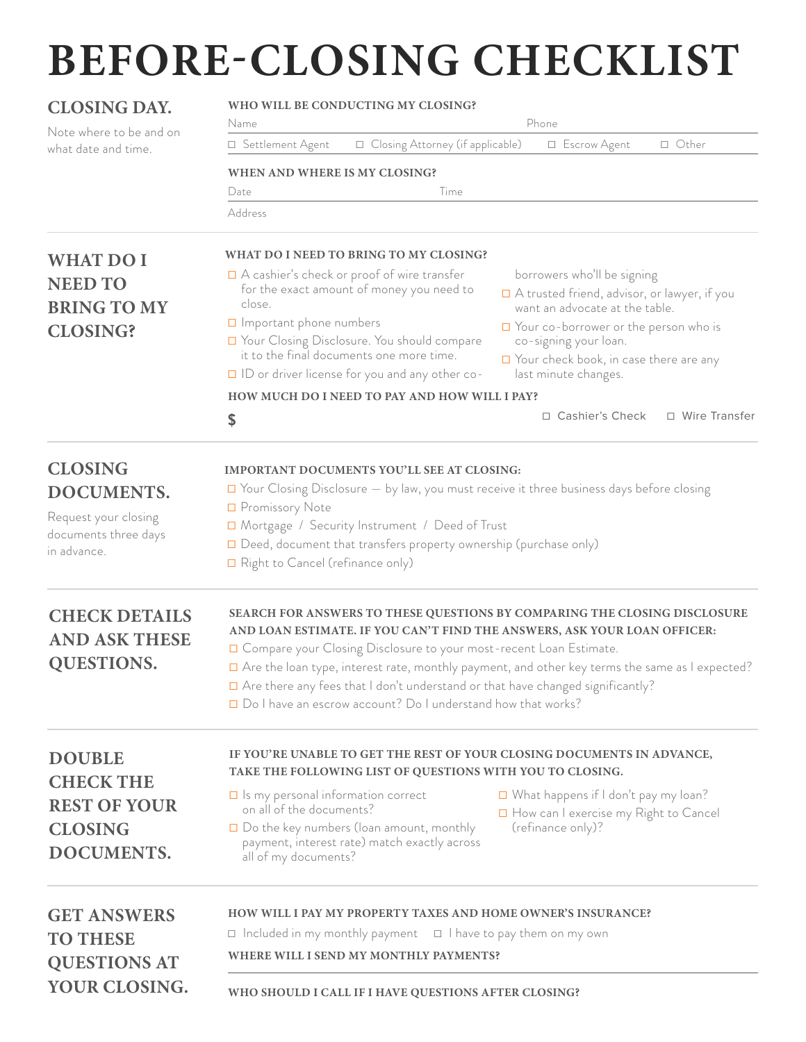# BEFORE-CLOSING CHECKLIST

## CLOSING DAY.

Note where to be and on what date and time.

**WHO WILL BE CONDUCTING MY CLOSING?**

Name Phone

☐ Settlement Agent ☐ Closing Attorney (if applicable) ☐ Escrow Agent ☐ Other

**WHEN AND WHERE IS MY CLOSING?**

Date Time

Address

## WHAT DO I NEED TO BRING TO MY CLOSING?

**WHAT DO I NEED TO BRING TO MY CLOSING?**

- ☐ A cashier's check or proof of wire transfer for the exact amount of money you need to close.
- ☐ Important phone numbers
- ☐ Your Closing Disclosure. You should compare it to the final documents one more time.
- ☐ ID or driver license for you and any other co-borrowers who'll be signing
- ☐ A trusted friend, advisor, or lawyer, if you want an advocate at the table.
- ☐ Your co-borrower or the person who is co-signing your loan.
- ☐ Your check book, in case there are any last minute changes.

**HOW MUCH DO I NEED TO PAY AND HOW WILL I PAY?**

$ ☐ Cashier's Check ☐ Wire Transfer

## CLOSING DOCUMENTS.

Request your closing documents three days in advance.

**IMPORTANT DOCUMENTS YOU'LL SEE AT CLOSING:**

- ☐ Your Closing Disclosure — by law, you must receive it three business days before closing
- ☐ Promissory Note
- ☐ Mortgage / Security Instrument / Deed of Trust
- ☐ Deed, document that transfers property ownership (purchase only)
- ☐ Right to Cancel (refinance only)

## CHECK DETAILS AND ASK THESE QUESTIONS.

**SEARCH FOR ANSWERS TO THESE QUESTIONS BY COMPARING THE CLOSING DISCLOSURE AND LOAN ESTIMATE. IF YOU CAN'T FIND THE ANSWERS, ASK YOUR LOAN OFFICER:**

- ☐ Compare your Closing Disclosure to your most-recent Loan Estimate.
- ☐ Are the loan type, interest rate, monthly payment, and other key terms the same as I expected?
- ☐ Are there any fees that I don't understand or that have changed significantly?
- ☐ Do I have an escrow account? Do I understand how that works?

## DOUBLE CHECK THE REST OF YOUR CLOSING DOCUMENTS.

**IF YOU'RE UNABLE TO GET THE REST OF YOUR CLOSING DOCUMENTS IN ADVANCE, TAKE THE FOLLOWING LIST OF QUESTIONS WITH YOU TO CLOSING.**

- ☐ Is my personal information correct on all of the documents?
- ☐ Do the key numbers (loan amount, monthly payment, interest rate) match exactly across all of my documents?
- ☐ What happens if I don't pay my loan?
- ☐ How can I exercise my Right to Cancel (refinance only)?

## GET ANSWERS TO THESE QUESTIONS AT YOUR CLOSING.

**HOW WILL I PAY MY PROPERTY TAXES AND HOME OWNER'S INSURANCE?**

☐ Included in my monthly payment ☐ I have to pay them on my own

**WHERE WILL I SEND MY MONTHLY PAYMENTS?**

**WHO SHOULD I CALL IF I HAVE QUESTIONS AFTER CLOSING?**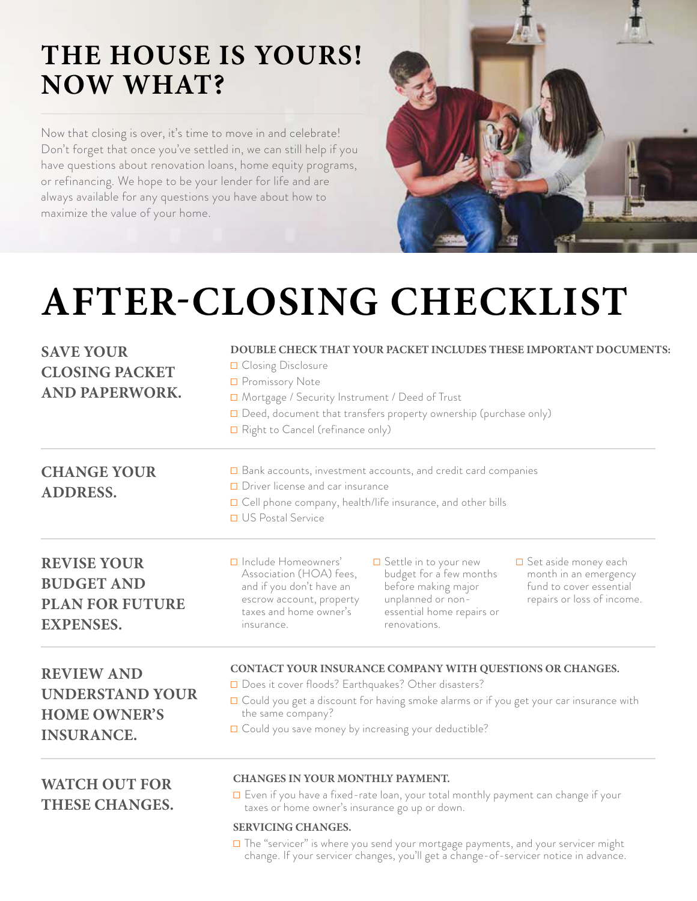# THE HOUSE IS YOURS! NOW WHAT?

Now that closing is over, it's time to move in and celebrate! Don't forget that once you've settled in, we can still help if you have questions about renovation loans, home equity programs, or refinancing. We hope to be your lender for life and are always available for any questions you have about how to maximize the value of your home.

# AFTER-CLOSING CHECKLIST

## SAVE YOUR CLOSING PACKET AND PAPERWORK.

**DOUBLE CHECK THAT YOUR PACKET INCLUDES THESE IMPORTANT DOCUMENTS:**

- ☐ Closing Disclosure
- ☐ Promissory Note
- ☐ Mortgage / Security Instrument / Deed of Trust
- ☐ Deed, document that transfers property ownership (purchase only)
- ☐ Right to Cancel (refinance only)

## CHANGE YOUR ADDRESS.

- ☐ Bank accounts, investment accounts, and credit card companies
- ☐ Driver license and car insurance
- ☐ Cell phone company, health/life insurance, and other bills
- ☐ US Postal Service

## REVISE YOUR BUDGET AND PLAN FOR FUTURE EXPENSES.

- ☐ Include Homeowners' Association (HOA) fees, and if you don't have an escrow account, property taxes and home owner's insurance.
- ☐ Settle in to your new budget for a few months before making major unplanned or non-essential home repairs or renovations.
- ☐ Set aside money each month in an emergency fund to cover essential repairs or loss of income.

## REVIEW AND UNDERSTAND YOUR HOME OWNER'S INSURANCE.

**CONTACT YOUR INSURANCE COMPANY WITH QUESTIONS OR CHANGES.**

- ☐ Does it cover floods? Earthquakes? Other disasters?
- ☐ Could you get a discount for having smoke alarms or if you get your car insurance with the same company?
- ☐ Could you save money by increasing your deductible?

## WATCH OUT FOR THESE CHANGES.

**CHANGES IN YOUR MONTHLY PAYMENT.**

- ☐ Even if you have a fixed-rate loan, your total monthly payment can change if your taxes or home owner's insurance go up or down.

**SERVICING CHANGES.**

- ☐ The "servicer" is where you send your mortgage payments, and your servicer might change. If your servicer changes, you'll get a change-of-servicer notice in advance.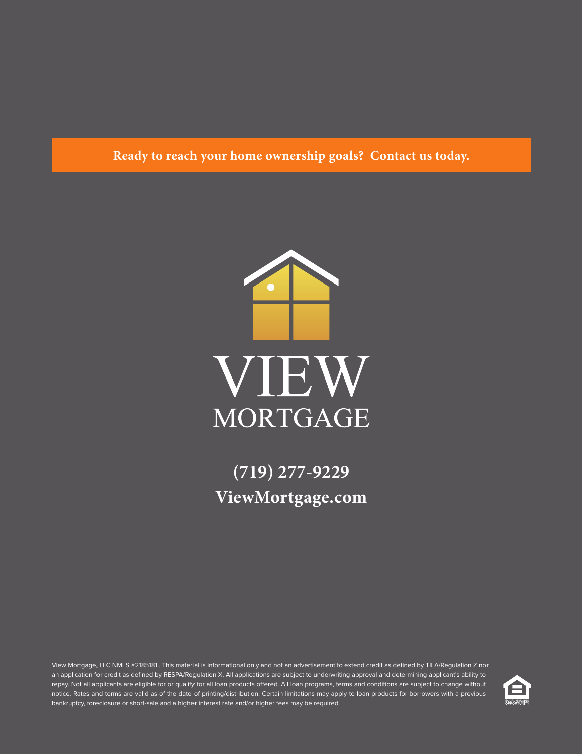**Ready to reach your home ownership goals? Contact us today.**

VIEW
MORTGAGE

**(719) 277-9229**

**ViewMortgage.com**

View Mortgage, LLC NMLS #2185181.. This material is informational only and not an advertisement to extend credit as defined by TILA/Regulation Z nor an application for credit as defined by RESPA/Regulation X. All applications are subject to underwriting approval and determining applicant's ability to repay. Not all applicants are eligible for or qualify for all loan products offered. All loan programs, terms and conditions are subject to change without notice. Rates and terms are valid as of the date of printing/distribution. Certain limitations may apply to loan products for borrowers with a previous bankruptcy, foreclosure or short-sale and a higher interest rate and/or higher fees may be required.

EQUAL HOUSING OPPORTUNITY